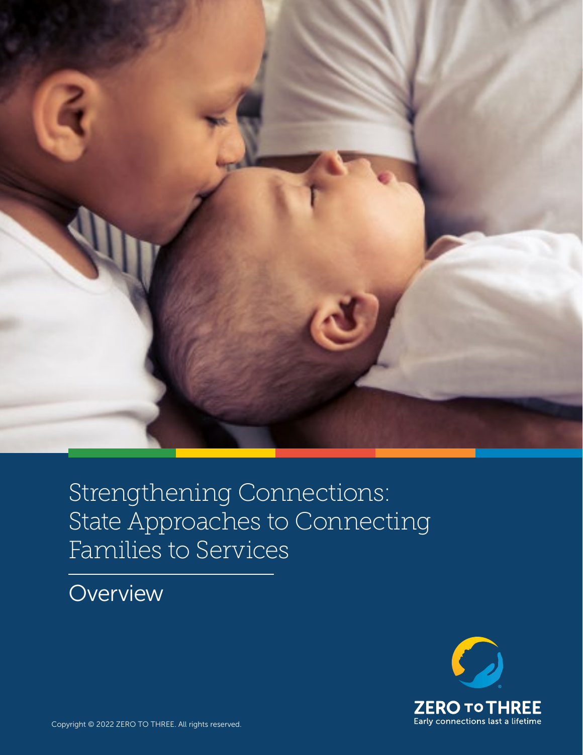# Strengthening Connections: State Approaches to Connecting Families to Services

## Overview

ZERO TO THREE

Early connections last a lifetime

Copyright © 2022 ZERO TO THREE. All rights reserved.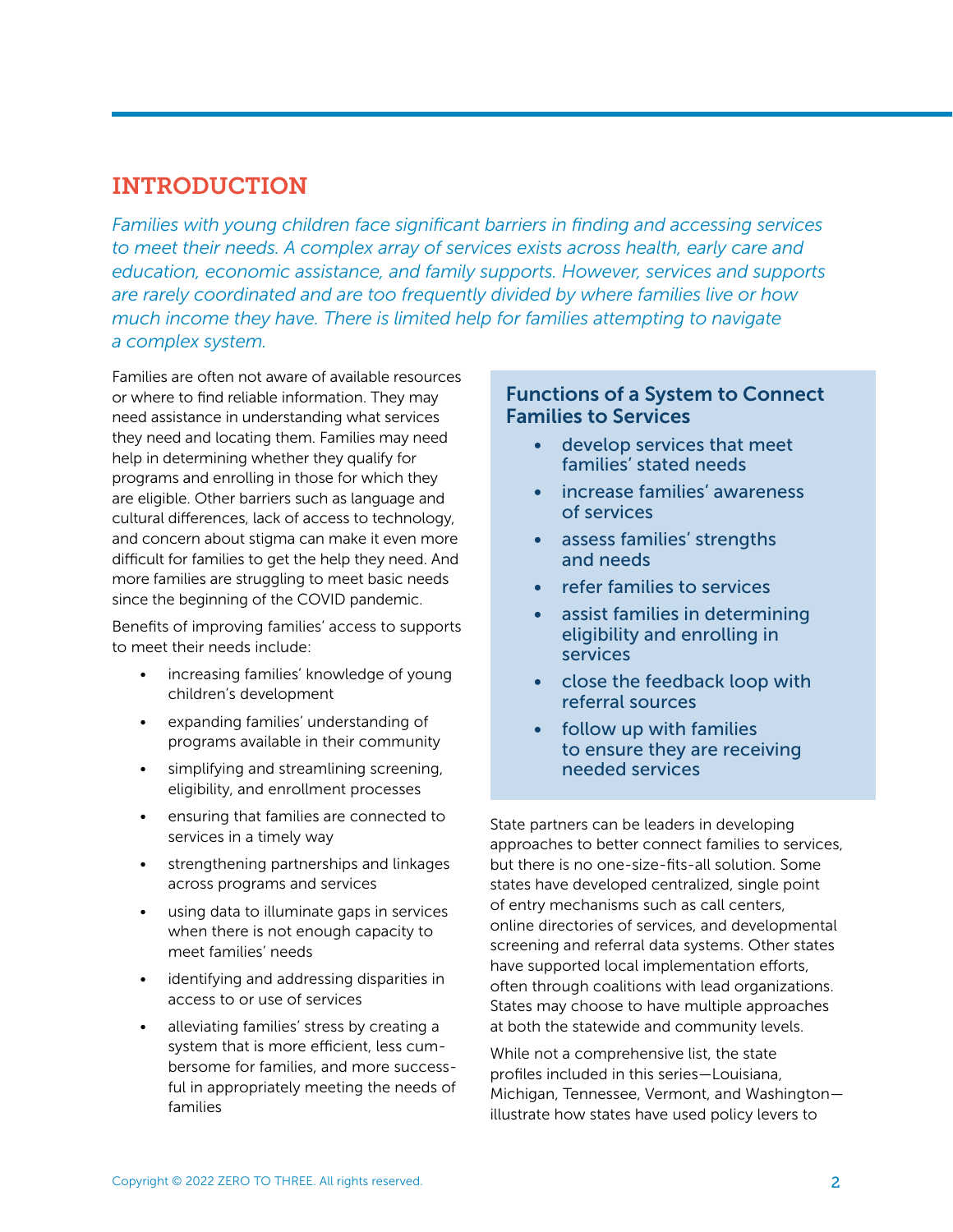## INTRODUCTION

*Families with young children face significant barriers in finding and accessing services to meet their needs. A complex array of services exists across health, early care and education, economic assistance, and family supports. However, services and supports are rarely coordinated and are too frequently divided by where families live or how much income they have. There is limited help for families attempting to navigate a complex system.*

Families are often not aware of available resources or where to find reliable information. They may need assistance in understanding what services they need and locating them. Families may need help in determining whether they qualify for programs and enrolling in those for which they are eligible. Other barriers such as language and cultural differences, lack of access to technology, and concern about stigma can make it even more difficult for families to get the help they need. And more families are struggling to meet basic needs since the beginning of the COVID pandemic.

Benefits of improving families' access to supports to meet their needs include:

- increasing families' knowledge of young children's development
- expanding families' understanding of programs available in their community
- simplifying and streamlining screening, eligibility, and enrollment processes
- ensuring that families are connected to services in a timely way
- strengthening partnerships and linkages across programs and services
- using data to illuminate gaps in services when there is not enough capacity to meet families' needs
- identifying and addressing disparities in access to or use of services
- alleviating families' stress by creating a system that is more efficient, less cumbersome for families, and more successful in appropriately meeting the needs of families

### Functions of a System to Connect Families to Services

- develop services that meet families' stated needs
- increase families' awareness of services
- assess families' strengths and needs
- refer families to services
- assist families in determining eligibility and enrolling in services
- close the feedback loop with referral sources
- follow up with families to ensure they are receiving needed services

State partners can be leaders in developing approaches to better connect families to services, but there is no one-size-fits-all solution. Some states have developed centralized, single point of entry mechanisms such as call centers, online directories of services, and developmental screening and referral data systems. Other states have supported local implementation efforts, often through coalitions with lead organizations. States may choose to have multiple approaches at both the statewide and community levels.

While not a comprehensive list, the state profiles included in this series—Louisiana, Michigan, Tennessee, Vermont, and Washington—illustrate how states have used policy levers to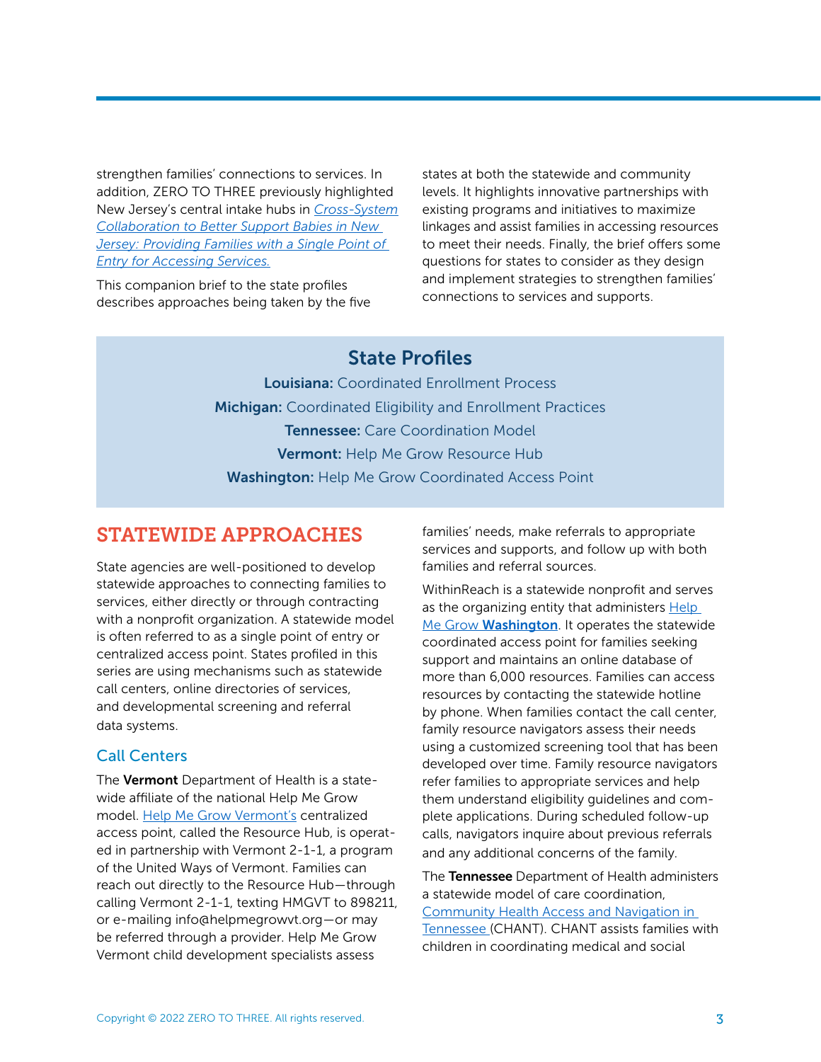strengthen families' connections to services. In addition, ZERO TO THREE previously highlighted New Jersey's central intake hubs in *Cross-System Collaboration to Better Support Babies in New Jersey: Providing Families with a Single Point of Entry for Accessing Services.*

This companion brief to the state profiles describes approaches being taken by the five states at both the statewide and community levels. It highlights innovative partnerships with existing programs and initiatives to maximize linkages and assist families in accessing resources to meet their needs. Finally, the brief offers some questions for states to consider as they design and implement strategies to strengthen families' connections to services and supports.

> **State Profiles**
>
> **Louisiana:** Coordinated Enrollment Process
>
> **Michigan:** Coordinated Eligibility and Enrollment Practices
>
> **Tennessee:** Care Coordination Model
>
> **Vermont:** Help Me Grow Resource Hub
>
> **Washington:** Help Me Grow Coordinated Access Point

## STATEWIDE APPROACHES

State agencies are well-positioned to develop statewide approaches to connecting families to services, either directly or through contracting with a nonprofit organization. A statewide model is often referred to as a single point of entry or centralized access point. States profiled in this series are using mechanisms such as statewide call centers, online directories of services, and developmental screening and referral data systems.

### Call Centers

The **Vermont** Department of Health is a statewide affiliate of the national Help Me Grow model. Help Me Grow Vermont's centralized access point, called the Resource Hub, is operated in partnership with Vermont 2-1-1, a program of the United Ways of Vermont. Families can reach out directly to the Resource Hub—through calling Vermont 2-1-1, texting HMGVT to 898211, or e-mailing info@helpmegrowvt.org—or may be referred through a provider. Help Me Grow Vermont child development specialists assess families' needs, make referrals to appropriate services and supports, and follow up with both families and referral sources.

WithinReach is a statewide nonprofit and serves as the organizing entity that administers Help Me Grow **Washington**. It operates the statewide coordinated access point for families seeking support and maintains an online database of more than 6,000 resources. Families can access resources by contacting the statewide hotline by phone. When families contact the call center, family resource navigators assess their needs using a customized screening tool that has been developed over time. Family resource navigators refer families to appropriate services and help them understand eligibility guidelines and complete applications. During scheduled follow-up calls, navigators inquire about previous referrals and any additional concerns of the family.

The **Tennessee** Department of Health administers a statewide model of care coordination, Community Health Access and Navigation in Tennessee (CHANT). CHANT assists families with children in coordinating medical and social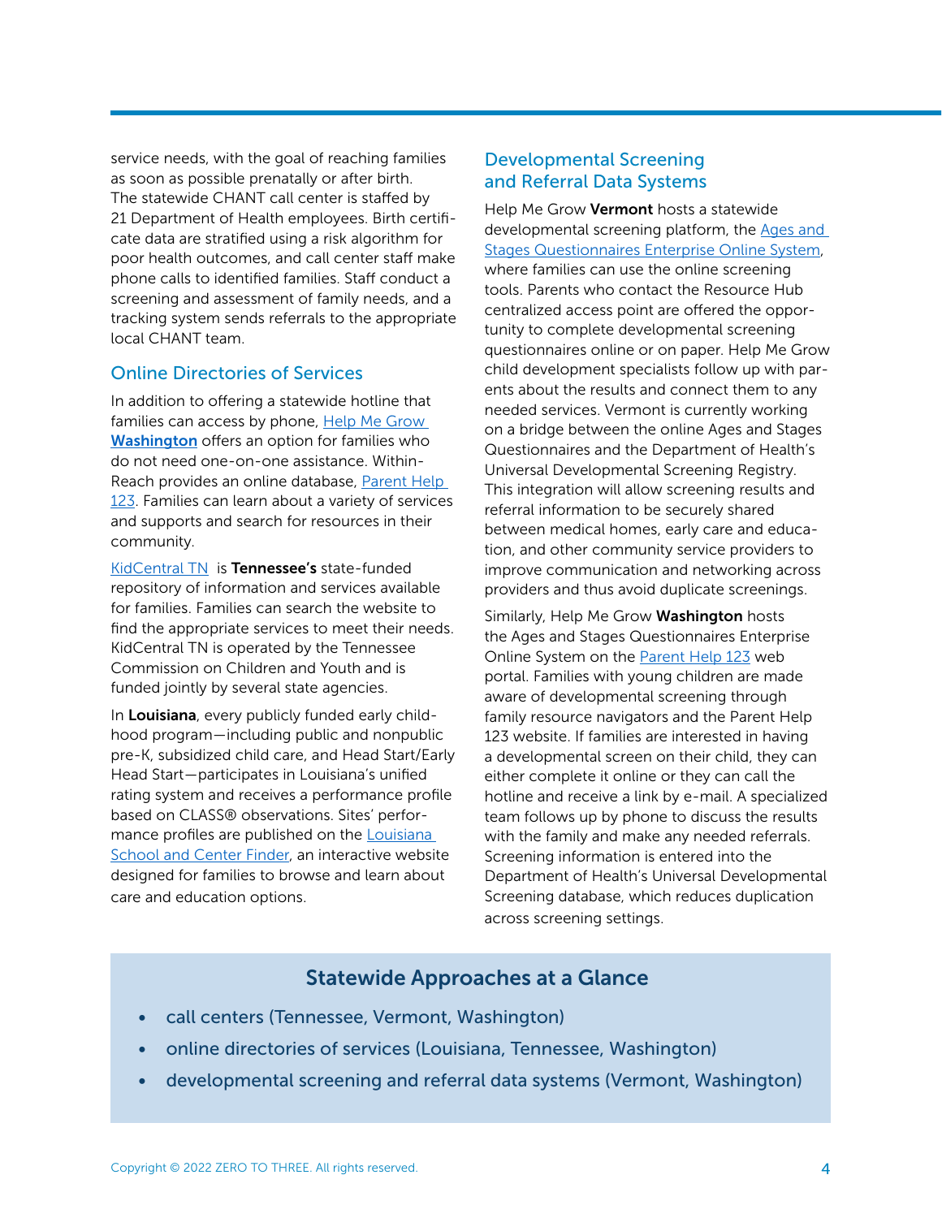service needs, with the goal of reaching families as soon as possible prenatally or after birth. The statewide CHANT call center is staffed by 21 Department of Health employees. Birth certificate data are stratified using a risk algorithm for poor health outcomes, and call center staff make phone calls to identified families. Staff conduct a screening and assessment of family needs, and a tracking system sends referrals to the appropriate local CHANT team.

## Online Directories of Services

In addition to offering a statewide hotline that families can access by phone, Help Me Grow **Washington** offers an option for families who do not need one-on-one assistance. WithinReach provides an online database, Parent Help 123. Families can learn about a variety of services and supports and search for resources in their community.

KidCentral TN is **Tennessee's** state-funded repository of information and services available for families. Families can search the website to find the appropriate services to meet their needs. KidCentral TN is operated by the Tennessee Commission on Children and Youth and is funded jointly by several state agencies.

In **Louisiana**, every publicly funded early childhood program—including public and nonpublic pre-K, subsidized child care, and Head Start/Early Head Start—participates in Louisiana's unified rating system and receives a performance profile based on CLASS® observations. Sites' performance profiles are published on the Louisiana School and Center Finder, an interactive website designed for families to browse and learn about care and education options.

## Developmental Screening and Referral Data Systems

Help Me Grow **Vermont** hosts a statewide developmental screening platform, the Ages and Stages Questionnaires Enterprise Online System, where families can use the online screening tools. Parents who contact the Resource Hub centralized access point are offered the opportunity to complete developmental screening questionnaires online or on paper. Help Me Grow child development specialists follow up with parents about the results and connect them to any needed services. Vermont is currently working on a bridge between the online Ages and Stages Questionnaires and the Department of Health's Universal Developmental Screening Registry. This integration will allow screening results and referral information to be securely shared between medical homes, early care and education, and other community service providers to improve communication and networking across providers and thus avoid duplicate screenings.

Similarly, Help Me Grow **Washington** hosts the Ages and Stages Questionnaires Enterprise Online System on the Parent Help 123 web portal. Families with young children are made aware of developmental screening through family resource navigators and the Parent Help 123 website. If families are interested in having a developmental screen on their child, they can either complete it online or they can call the hotline and receive a link by e-mail. A specialized team follows up by phone to discuss the results with the family and make any needed referrals. Screening information is entered into the Department of Health's Universal Developmental Screening database, which reduces duplication across screening settings.

## Statewide Approaches at a Glance

- call centers (Tennessee, Vermont, Washington)
- online directories of services (Louisiana, Tennessee, Washington)
- developmental screening and referral data systems (Vermont, Washington)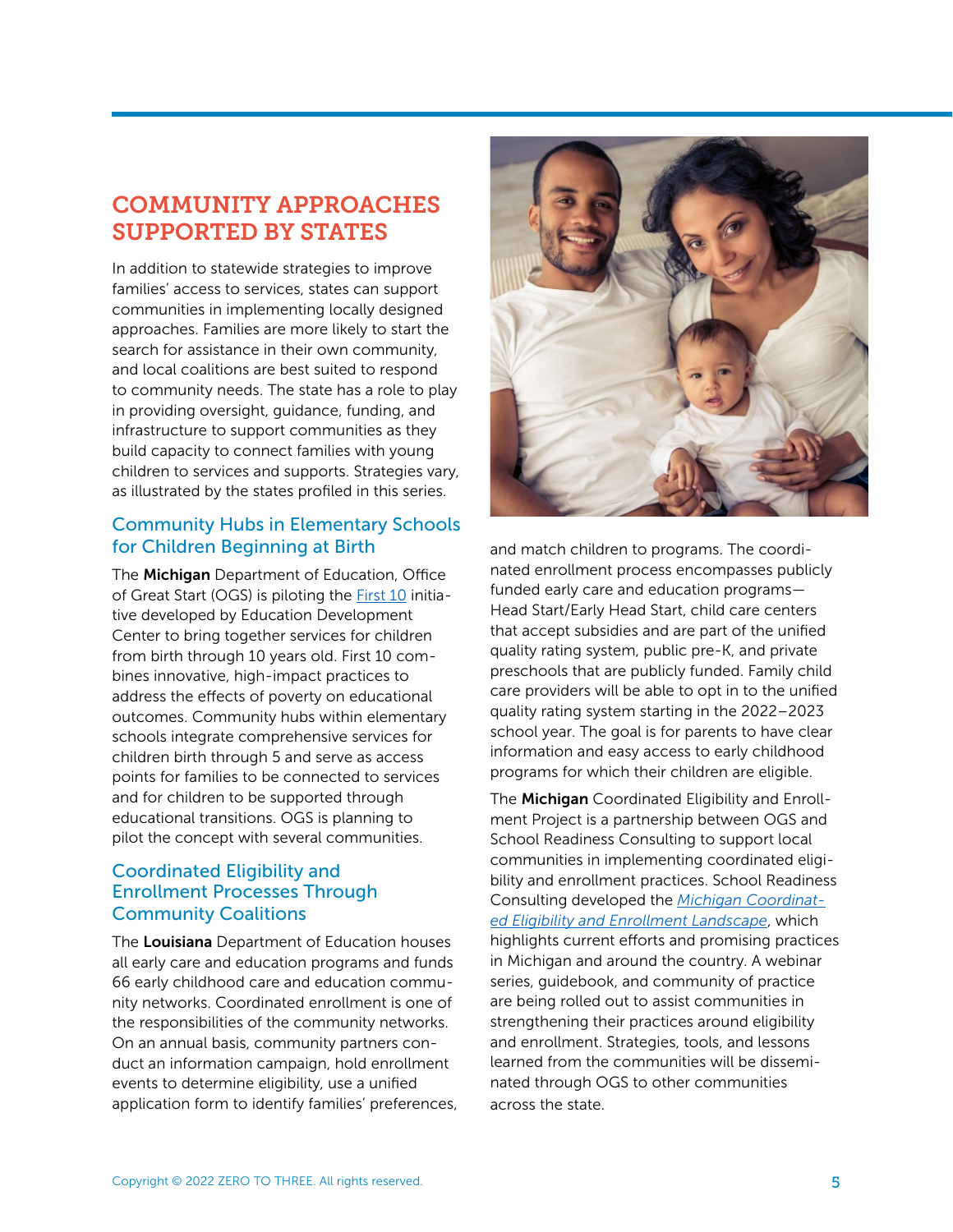## COMMUNITY APPROACHES SUPPORTED BY STATES

In addition to statewide strategies to improve families' access to services, states can support communities in implementing locally designed approaches. Families are more likely to start the search for assistance in their own community, and local coalitions are best suited to respond to community needs. The state has a role to play in providing oversight, guidance, funding, and infrastructure to support communities as they build capacity to connect families with young children to services and supports. Strategies vary, as illustrated by the states profiled in this series.

### Community Hubs in Elementary Schools for Children Beginning at Birth

The **Michigan** Department of Education, Office of Great Start (OGS) is piloting the First 10 initiative developed by Education Development Center to bring together services for children from birth through 10 years old. First 10 combines innovative, high-impact practices to address the effects of poverty on educational outcomes. Community hubs within elementary schools integrate comprehensive services for children birth through 5 and serve as access points for families to be connected to services and for children to be supported through educational transitions. OGS is planning to pilot the concept with several communities.

### Coordinated Eligibility and Enrollment Processes Through Community Coalitions

The **Louisiana** Department of Education houses all early care and education programs and funds 66 early childhood care and education community networks. Coordinated enrollment is one of the responsibilities of the community networks. On an annual basis, community partners conduct an information campaign, hold enrollment events to determine eligibility, use a unified application form to identify families' preferences, and match children to programs. The coordinated enrollment process encompasses publicly funded early care and education programs—Head Start/Early Head Start, child care centers that accept subsidies and are part of the unified quality rating system, public pre-K, and private preschools that are publicly funded. Family child care providers will be able to opt in to the unified quality rating system starting in the 2022–2023 school year. The goal is for parents to have clear information and easy access to early childhood programs for which their children are eligible.

The **Michigan** Coordinated Eligibility and Enrollment Project is a partnership between OGS and School Readiness Consulting to support local communities in implementing coordinated eligibility and enrollment practices. School Readiness Consulting developed the *Michigan Coordinated Eligibility and Enrollment Landscape*, which highlights current efforts and promising practices in Michigan and around the country. A webinar series, guidebook, and community of practice are being rolled out to assist communities in strengthening their practices around eligibility and enrollment. Strategies, tools, and lessons learned from the communities will be disseminated through OGS to other communities across the state.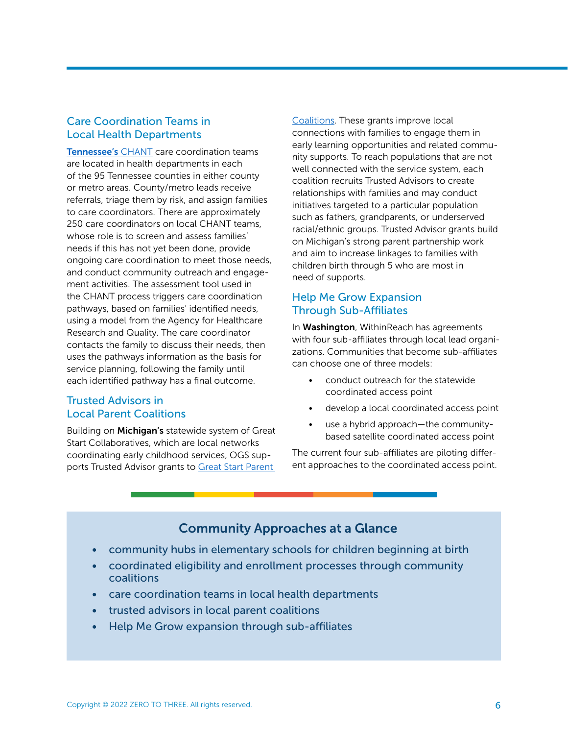## Care Coordination Teams in Local Health Departments

**Tennessee's** CHANT care coordination teams are located in health departments in each of the 95 Tennessee counties in either county or metro areas. County/metro leads receive referrals, triage them by risk, and assign families to care coordinators. There are approximately 250 care coordinators on local CHANT teams, whose role is to screen and assess families' needs if this has not yet been done, provide ongoing care coordination to meet those needs, and conduct community outreach and engagement activities. The assessment tool used in the CHANT process triggers care coordination pathways, based on families' identified needs, using a model from the Agency for Healthcare Research and Quality. The care coordinator contacts the family to discuss their needs, then uses the pathways information as the basis for service planning, following the family until each identified pathway has a final outcome.

## Trusted Advisors in Local Parent Coalitions

Building on **Michigan's** statewide system of Great Start Collaboratives, which are local networks coordinating early childhood services, OGS supports Trusted Advisor grants to Great Start Parent Coalitions. These grants improve local connections with families to engage them in early learning opportunities and related community supports. To reach populations that are not well connected with the service system, each coalition recruits Trusted Advisors to create relationships with families and may conduct initiatives targeted to a particular population such as fathers, grandparents, or underserved racial/ethnic groups. Trusted Advisor grants build on Michigan's strong parent partnership work and aim to increase linkages to families with children birth through 5 who are most in need of supports.

## Help Me Grow Expansion Through Sub-Affiliates

In **Washington**, WithinReach has agreements with four sub-affiliates through local lead organizations. Communities that become sub-affiliates can choose one of three models:

- conduct outreach for the statewide coordinated access point
- develop a local coordinated access point
- use a hybrid approach—the community-based satellite coordinated access point

The current four sub-affiliates are piloting different approaches to the coordinated access point.

## Community Approaches at a Glance

- community hubs in elementary schools for children beginning at birth
- coordinated eligibility and enrollment processes through community coalitions
- care coordination teams in local health departments
- trusted advisors in local parent coalitions
- Help Me Grow expansion through sub-affiliates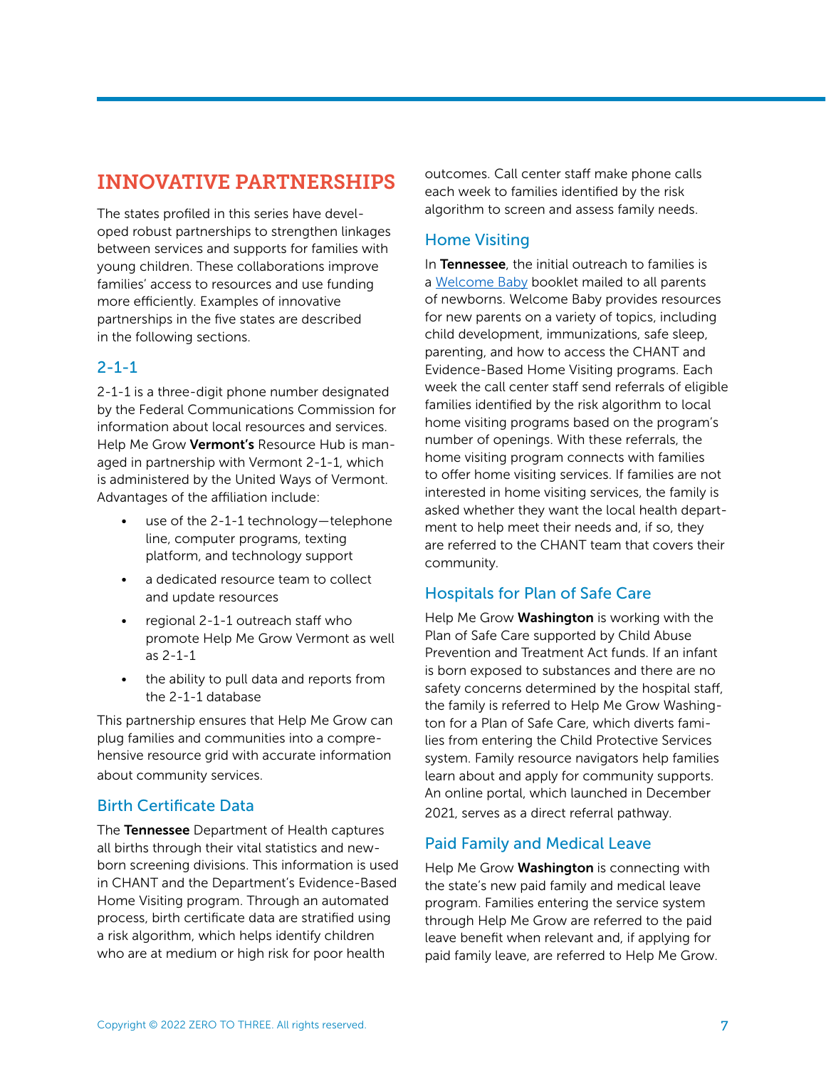## INNOVATIVE PARTNERSHIPS

The states profiled in this series have developed robust partnerships to strengthen linkages between services and supports for families with young children. These collaborations improve families' access to resources and use funding more efficiently. Examples of innovative partnerships in the five states are described in the following sections.

### 2-1-1

2-1-1 is a three-digit phone number designated by the Federal Communications Commission for information about local resources and services. Help Me Grow **Vermont's** Resource Hub is managed in partnership with Vermont 2-1-1, which is administered by the United Ways of Vermont. Advantages of the affiliation include:

- use of the 2-1-1 technology—telephone line, computer programs, texting platform, and technology support
- a dedicated resource team to collect and update resources
- regional 2-1-1 outreach staff who promote Help Me Grow Vermont as well as 2-1-1
- the ability to pull data and reports from the 2-1-1 database

This partnership ensures that Help Me Grow can plug families and communities into a comprehensive resource grid with accurate information about community services.

### Birth Certificate Data

The **Tennessee** Department of Health captures all births through their vital statistics and newborn screening divisions. This information is used in CHANT and the Department's Evidence-Based Home Visiting program. Through an automated process, birth certificate data are stratified using a risk algorithm, which helps identify children who are at medium or high risk for poor health outcomes. Call center staff make phone calls each week to families identified by the risk algorithm to screen and assess family needs.

### Home Visiting

In **Tennessee**, the initial outreach to families is a Welcome Baby booklet mailed to all parents of newborns. Welcome Baby provides resources for new parents on a variety of topics, including child development, immunizations, safe sleep, parenting, and how to access the CHANT and Evidence-Based Home Visiting programs. Each week the call center staff send referrals of eligible families identified by the risk algorithm to local home visiting programs based on the program's number of openings. With these referrals, the home visiting program connects with families to offer home visiting services. If families are not interested in home visiting services, the family is asked whether they want the local health department to help meet their needs and, if so, they are referred to the CHANT team that covers their community.

### Hospitals for Plan of Safe Care

Help Me Grow **Washington** is working with the Plan of Safe Care supported by Child Abuse Prevention and Treatment Act funds. If an infant is born exposed to substances and there are no safety concerns determined by the hospital staff, the family is referred to Help Me Grow Washington for a Plan of Safe Care, which diverts families from entering the Child Protective Services system. Family resource navigators help families learn about and apply for community supports. An online portal, which launched in December 2021, serves as a direct referral pathway.

### Paid Family and Medical Leave

Help Me Grow **Washington** is connecting with the state's new paid family and medical leave program. Families entering the service system through Help Me Grow are referred to the paid leave benefit when relevant and, if applying for paid family leave, are referred to Help Me Grow.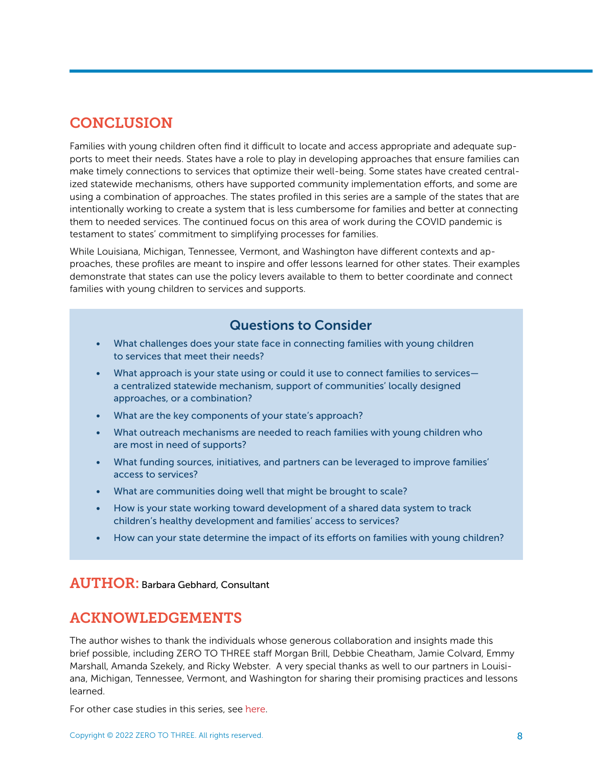## CONCLUSION

Families with young children often find it difficult to locate and access appropriate and adequate supports to meet their needs. States have a role to play in developing approaches that ensure families can make timely connections to services that optimize their well-being. Some states have created centralized statewide mechanisms, others have supported community implementation efforts, and some are using a combination of approaches. The states profiled in this series are a sample of the states that are intentionally working to create a system that is less cumbersome for families and better at connecting them to needed services. The continued focus on this area of work during the COVID pandemic is testament to states' commitment to simplifying processes for families.

While Louisiana, Michigan, Tennessee, Vermont, and Washington have different contexts and approaches, these profiles are meant to inspire and offer lessons learned for other states. Their examples demonstrate that states can use the policy levers available to them to better coordinate and connect families with young children to services and supports.

### Questions to Consider

- What challenges does your state face in connecting families with young children to services that meet their needs?
- What approach is your state using or could it use to connect families to services—a centralized statewide mechanism, support of communities' locally designed approaches, or a combination?
- What are the key components of your state's approach?
- What outreach mechanisms are needed to reach families with young children who are most in need of supports?
- What funding sources, initiatives, and partners can be leveraged to improve families' access to services?
- What are communities doing well that might be brought to scale?
- How is your state working toward development of a shared data system to track children's healthy development and families' access to services?
- How can your state determine the impact of its efforts on families with young children?

**AUTHOR:** Barbara Gebhard, Consultant

## ACKNOWLEDGEMENTS

The author wishes to thank the individuals whose generous collaboration and insights made this brief possible, including ZERO TO THREE staff Morgan Brill, Debbie Cheatham, Jamie Colvard, Emmy Marshall, Amanda Szekely, and Ricky Webster. A very special thanks as well to our partners in Louisiana, Michigan, Tennessee, Vermont, and Washington for sharing their promising practices and lessons learned.

For other case studies in this series, see here.

Copyright © 2022 ZERO TO THREE. All rights reserved.